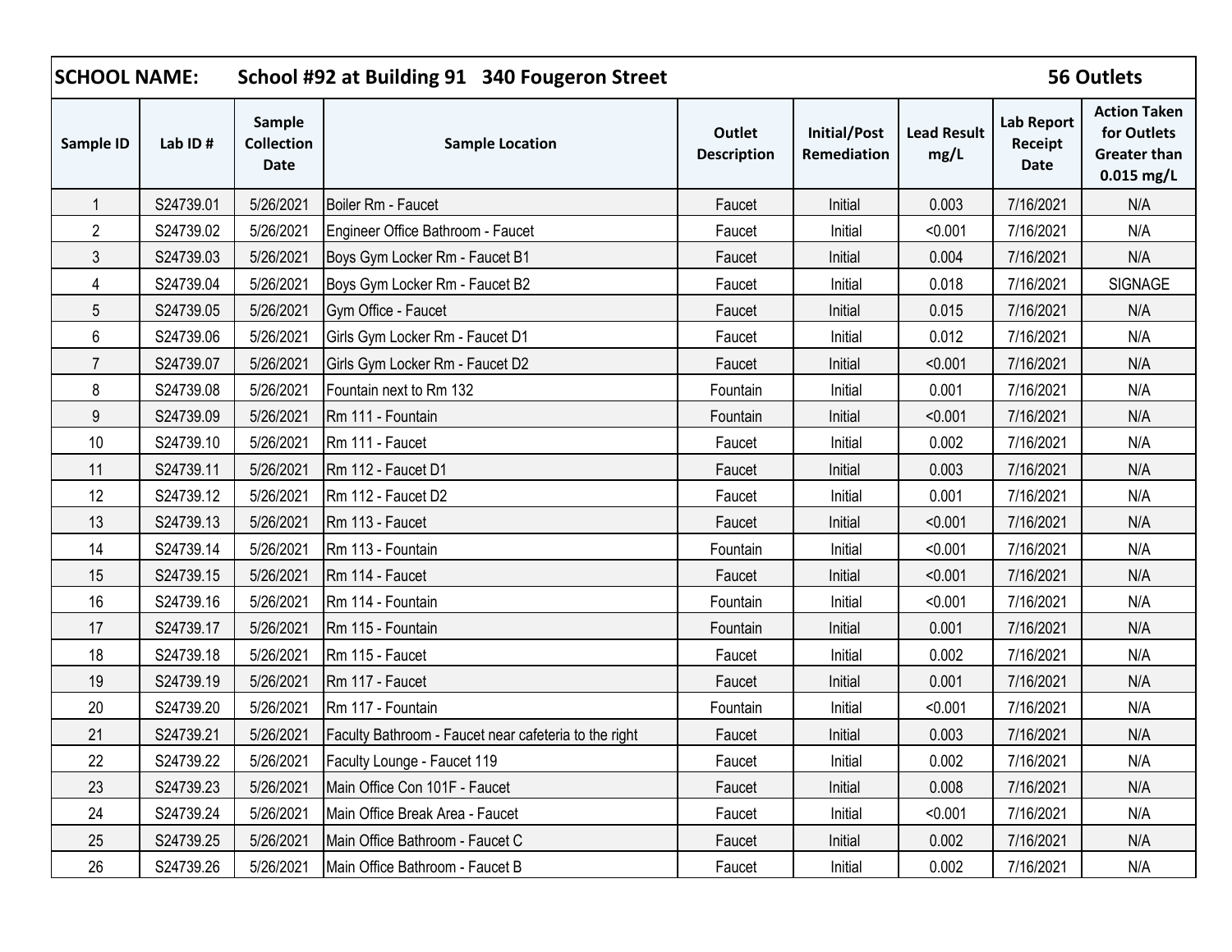| SCHOOL NAME: School #92 at Building 91 340 Fougeron Street | | | | | | | | 56 Outlets |
|---|---|---|---|---|---|---|---|---|
| Sample ID | Lab ID # | Sample Collection Date | Sample Location | Outlet Description | Initial/Post Remediation | Lead Result mg/L | Lab Report Receipt Date | Action Taken for Outlets Greater than 0.015 mg/L |
| 1 | S24739.01 | 5/26/2021 | Boiler Rm - Faucet | Faucet | Initial | 0.003 | 7/16/2021 | N/A |
| 2 | S24739.02 | 5/26/2021 | Engineer Office Bathroom - Faucet | Faucet | Initial | <0.001 | 7/16/2021 | N/A |
| 3 | S24739.03 | 5/26/2021 | Boys Gym Locker Rm - Faucet B1 | Faucet | Initial | 0.004 | 7/16/2021 | N/A |
| 4 | S24739.04 | 5/26/2021 | Boys Gym Locker Rm - Faucet B2 | Faucet | Initial | 0.018 | 7/16/2021 | SIGNAGE |
| 5 | S24739.05 | 5/26/2021 | Gym Office - Faucet | Faucet | Initial | 0.015 | 7/16/2021 | N/A |
| 6 | S24739.06 | 5/26/2021 | Girls Gym Locker Rm - Faucet D1 | Faucet | Initial | 0.012 | 7/16/2021 | N/A |
| 7 | S24739.07 | 5/26/2021 | Girls Gym Locker Rm - Faucet D2 | Faucet | Initial | <0.001 | 7/16/2021 | N/A |
| 8 | S24739.08 | 5/26/2021 | Fountain next to Rm 132 | Fountain | Initial | 0.001 | 7/16/2021 | N/A |
| 9 | S24739.09 | 5/26/2021 | Rm 111 - Fountain | Fountain | Initial | <0.001 | 7/16/2021 | N/A |
| 10 | S24739.10 | 5/26/2021 | Rm 111 - Faucet | Faucet | Initial | 0.002 | 7/16/2021 | N/A |
| 11 | S24739.11 | 5/26/2021 | Rm 112 - Faucet D1 | Faucet | Initial | 0.003 | 7/16/2021 | N/A |
| 12 | S24739.12 | 5/26/2021 | Rm 112 - Faucet D2 | Faucet | Initial | 0.001 | 7/16/2021 | N/A |
| 13 | S24739.13 | 5/26/2021 | Rm 113 - Faucet | Faucet | Initial | <0.001 | 7/16/2021 | N/A |
| 14 | S24739.14 | 5/26/2021 | Rm 113 - Fountain | Fountain | Initial | <0.001 | 7/16/2021 | N/A |
| 15 | S24739.15 | 5/26/2021 | Rm 114 - Faucet | Faucet | Initial | <0.001 | 7/16/2021 | N/A |
| 16 | S24739.16 | 5/26/2021 | Rm 114 - Fountain | Fountain | Initial | <0.001 | 7/16/2021 | N/A |
| 17 | S24739.17 | 5/26/2021 | Rm 115 - Fountain | Fountain | Initial | 0.001 | 7/16/2021 | N/A |
| 18 | S24739.18 | 5/26/2021 | Rm 115 - Faucet | Faucet | Initial | 0.002 | 7/16/2021 | N/A |
| 19 | S24739.19 | 5/26/2021 | Rm 117 - Faucet | Faucet | Initial | 0.001 | 7/16/2021 | N/A |
| 20 | S24739.20 | 5/26/2021 | Rm 117 - Fountain | Fountain | Initial | <0.001 | 7/16/2021 | N/A |
| 21 | S24739.21 | 5/26/2021 | Faculty Bathroom - Faucet near cafeteria to the right | Faucet | Initial | 0.003 | 7/16/2021 | N/A |
| 22 | S24739.22 | 5/26/2021 | Faculty Lounge - Faucet 119 | Faucet | Initial | 0.002 | 7/16/2021 | N/A |
| 23 | S24739.23 | 5/26/2021 | Main Office Con 101F - Faucet | Faucet | Initial | 0.008 | 7/16/2021 | N/A |
| 24 | S24739.24 | 5/26/2021 | Main Office Break Area - Faucet | Faucet | Initial | <0.001 | 7/16/2021 | N/A |
| 25 | S24739.25 | 5/26/2021 | Main Office Bathroom - Faucet C | Faucet | Initial | 0.002 | 7/16/2021 | N/A |
| 26 | S24739.26 | 5/26/2021 | Main Office Bathroom - Faucet B | Faucet | Initial | 0.002 | 7/16/2021 | N/A |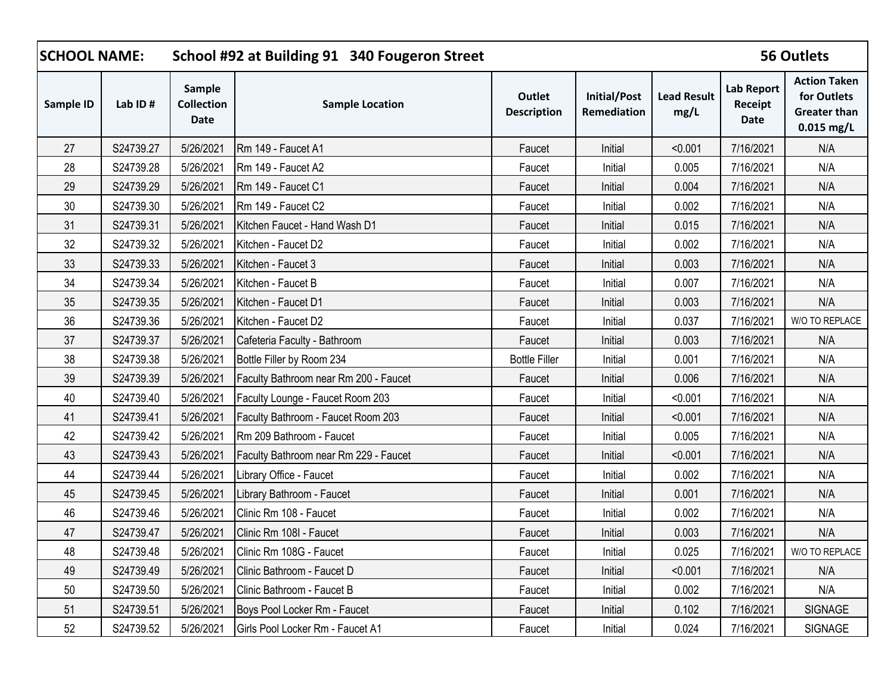| SCHOOL NAME: School #92 at Building 91 340 Fougeron Street | | | | | | | | 56 Outlets |
|---|---|---|---|---|---|---|---|---|
| Sample ID | Lab ID # | Sample Collection Date | Sample Location | Outlet Description | Initial/Post Remediation | Lead Result mg/L | Lab Report Receipt Date | Action Taken for Outlets Greater than 0.015 mg/L |
| 27 | S24739.27 | 5/26/2021 | Rm 149 - Faucet A1 | Faucet | Initial | <0.001 | 7/16/2021 | N/A |
| 28 | S24739.28 | 5/26/2021 | Rm 149 - Faucet A2 | Faucet | Initial | 0.005 | 7/16/2021 | N/A |
| 29 | S24739.29 | 5/26/2021 | Rm 149 - Faucet C1 | Faucet | Initial | 0.004 | 7/16/2021 | N/A |
| 30 | S24739.30 | 5/26/2021 | Rm 149 - Faucet C2 | Faucet | Initial | 0.002 | 7/16/2021 | N/A |
| 31 | S24739.31 | 5/26/2021 | Kitchen Faucet - Hand Wash D1 | Faucet | Initial | 0.015 | 7/16/2021 | N/A |
| 32 | S24739.32 | 5/26/2021 | Kitchen - Faucet D2 | Faucet | Initial | 0.002 | 7/16/2021 | N/A |
| 33 | S24739.33 | 5/26/2021 | Kitchen - Faucet 3 | Faucet | Initial | 0.003 | 7/16/2021 | N/A |
| 34 | S24739.34 | 5/26/2021 | Kitchen - Faucet B | Faucet | Initial | 0.007 | 7/16/2021 | N/A |
| 35 | S24739.35 | 5/26/2021 | Kitchen - Faucet D1 | Faucet | Initial | 0.003 | 7/16/2021 | N/A |
| 36 | S24739.36 | 5/26/2021 | Kitchen - Faucet D2 | Faucet | Initial | 0.037 | 7/16/2021 | W/O TO REPLACE |
| 37 | S24739.37 | 5/26/2021 | Cafeteria Faculty - Bathroom | Faucet | Initial | 0.003 | 7/16/2021 | N/A |
| 38 | S24739.38 | 5/26/2021 | Bottle Filler by Room 234 | Bottle Filler | Initial | 0.001 | 7/16/2021 | N/A |
| 39 | S24739.39 | 5/26/2021 | Faculty Bathroom near Rm 200 - Faucet | Faucet | Initial | 0.006 | 7/16/2021 | N/A |
| 40 | S24739.40 | 5/26/2021 | Faculty Lounge - Faucet Room 203 | Faucet | Initial | <0.001 | 7/16/2021 | N/A |
| 41 | S24739.41 | 5/26/2021 | Faculty Bathroom - Faucet Room 203 | Faucet | Initial | <0.001 | 7/16/2021 | N/A |
| 42 | S24739.42 | 5/26/2021 | Rm 209 Bathroom - Faucet | Faucet | Initial | 0.005 | 7/16/2021 | N/A |
| 43 | S24739.43 | 5/26/2021 | Faculty Bathroom near Rm 229 - Faucet | Faucet | Initial | <0.001 | 7/16/2021 | N/A |
| 44 | S24739.44 | 5/26/2021 | Library Office - Faucet | Faucet | Initial | 0.002 | 7/16/2021 | N/A |
| 45 | S24739.45 | 5/26/2021 | Library Bathroom - Faucet | Faucet | Initial | 0.001 | 7/16/2021 | N/A |
| 46 | S24739.46 | 5/26/2021 | Clinic Rm 108 - Faucet | Faucet | Initial | 0.002 | 7/16/2021 | N/A |
| 47 | S24739.47 | 5/26/2021 | Clinic Rm 108I - Faucet | Faucet | Initial | 0.003 | 7/16/2021 | N/A |
| 48 | S24739.48 | 5/26/2021 | Clinic Rm 108G - Faucet | Faucet | Initial | 0.025 | 7/16/2021 | W/O TO REPLACE |
| 49 | S24739.49 | 5/26/2021 | Clinic Bathroom - Faucet D | Faucet | Initial | <0.001 | 7/16/2021 | N/A |
| 50 | S24739.50 | 5/26/2021 | Clinic Bathroom - Faucet B | Faucet | Initial | 0.002 | 7/16/2021 | N/A |
| 51 | S24739.51 | 5/26/2021 | Boys Pool Locker Rm - Faucet | Faucet | Initial | 0.102 | 7/16/2021 | SIGNAGE |
| 52 | S24739.52 | 5/26/2021 | Girls Pool Locker Rm - Faucet A1 | Faucet | Initial | 0.024 | 7/16/2021 | SIGNAGE |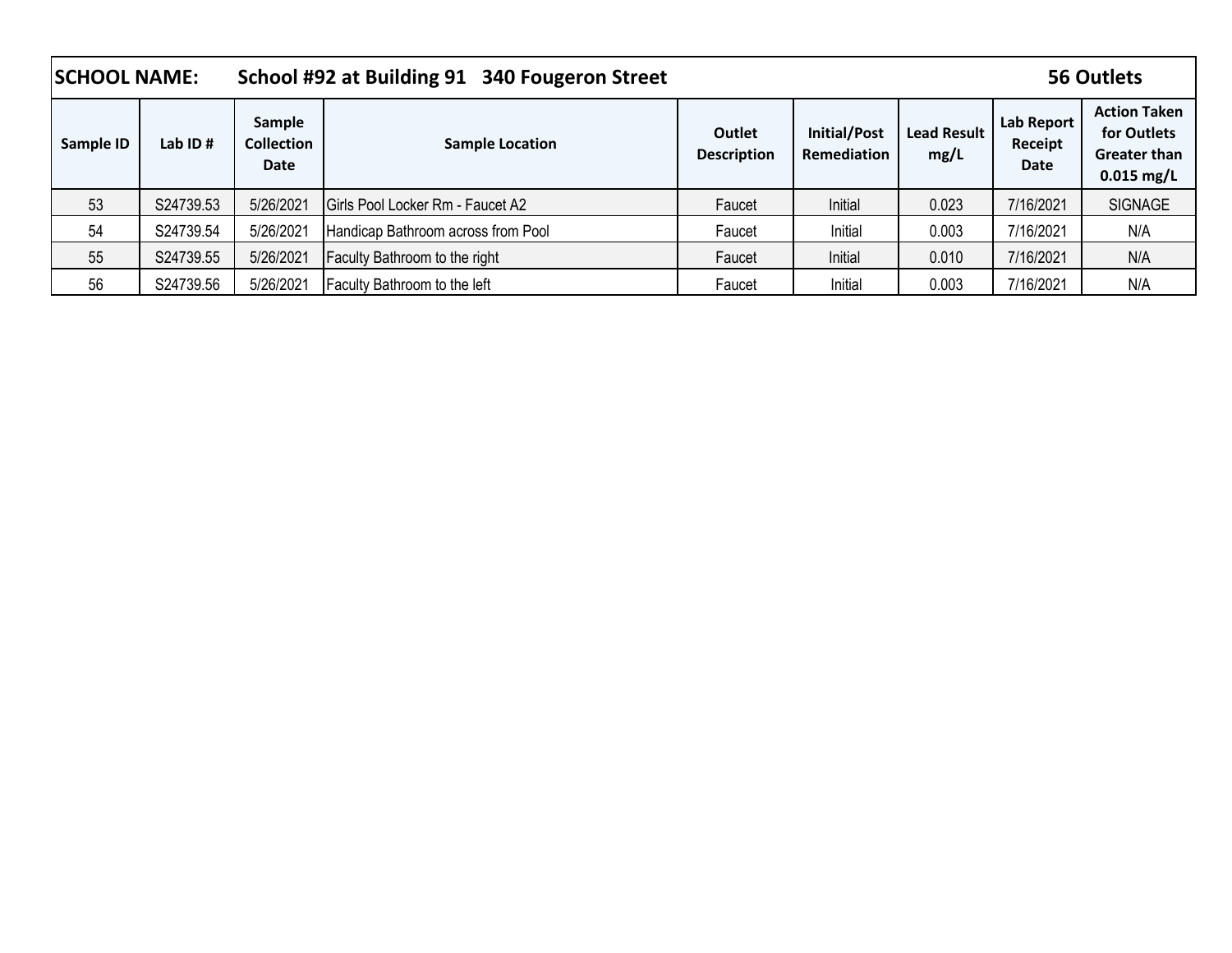| SCHOOL NAME: | School #92 at Building 91 340 Fougeron Street | | | | | | | 56 Outlets |
|---|---|---|---|---|---|---|---|---|
| Sample ID | Lab ID # | Sample Collection Date | Sample Location | Outlet Description | Initial/Post Remediation | Lead Result mg/L | Lab Report Receipt Date | Action Taken for Outlets Greater than 0.015 mg/L |
| 53 | S24739.53 | 5/26/2021 | Girls Pool Locker Rm - Faucet A2 | Faucet | Initial | 0.023 | 7/16/2021 | SIGNAGE |
| 54 | S24739.54 | 5/26/2021 | Handicap Bathroom across from Pool | Faucet | Initial | 0.003 | 7/16/2021 | N/A |
| 55 | S24739.55 | 5/26/2021 | Faculty Bathroom to the right | Faucet | Initial | 0.010 | 7/16/2021 | N/A |
| 56 | S24739.56 | 5/26/2021 | Faculty Bathroom to the left | Faucet | Initial | 0.003 | 7/16/2021 | N/A |